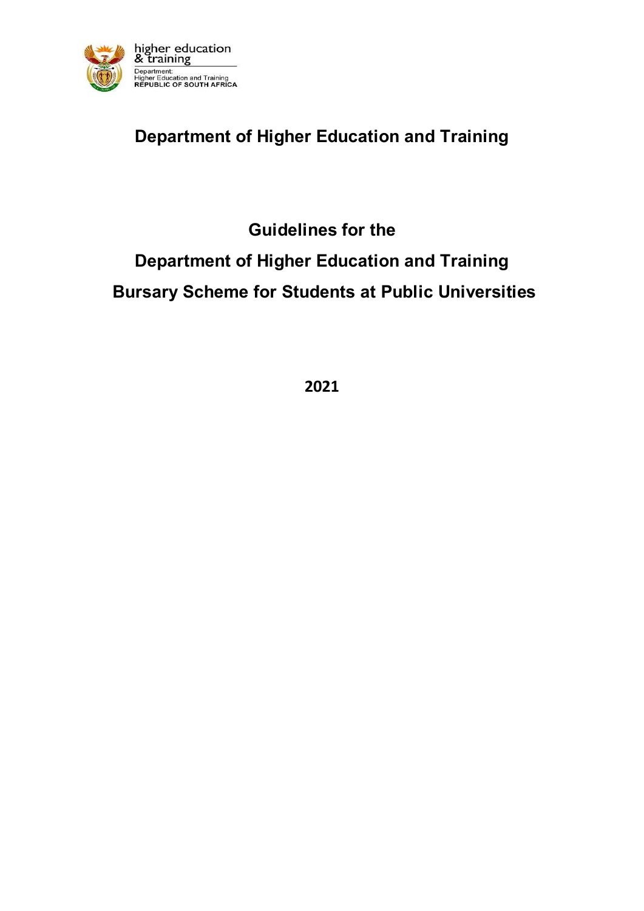higher education & training

Department: Higher Education and Training
REPUBLIC OF SOUTH AFRICA

# Department of Higher Education and Training

# Guidelines for the Department of Higher Education and Training Bursary Scheme for Students at Public Universities

**2021**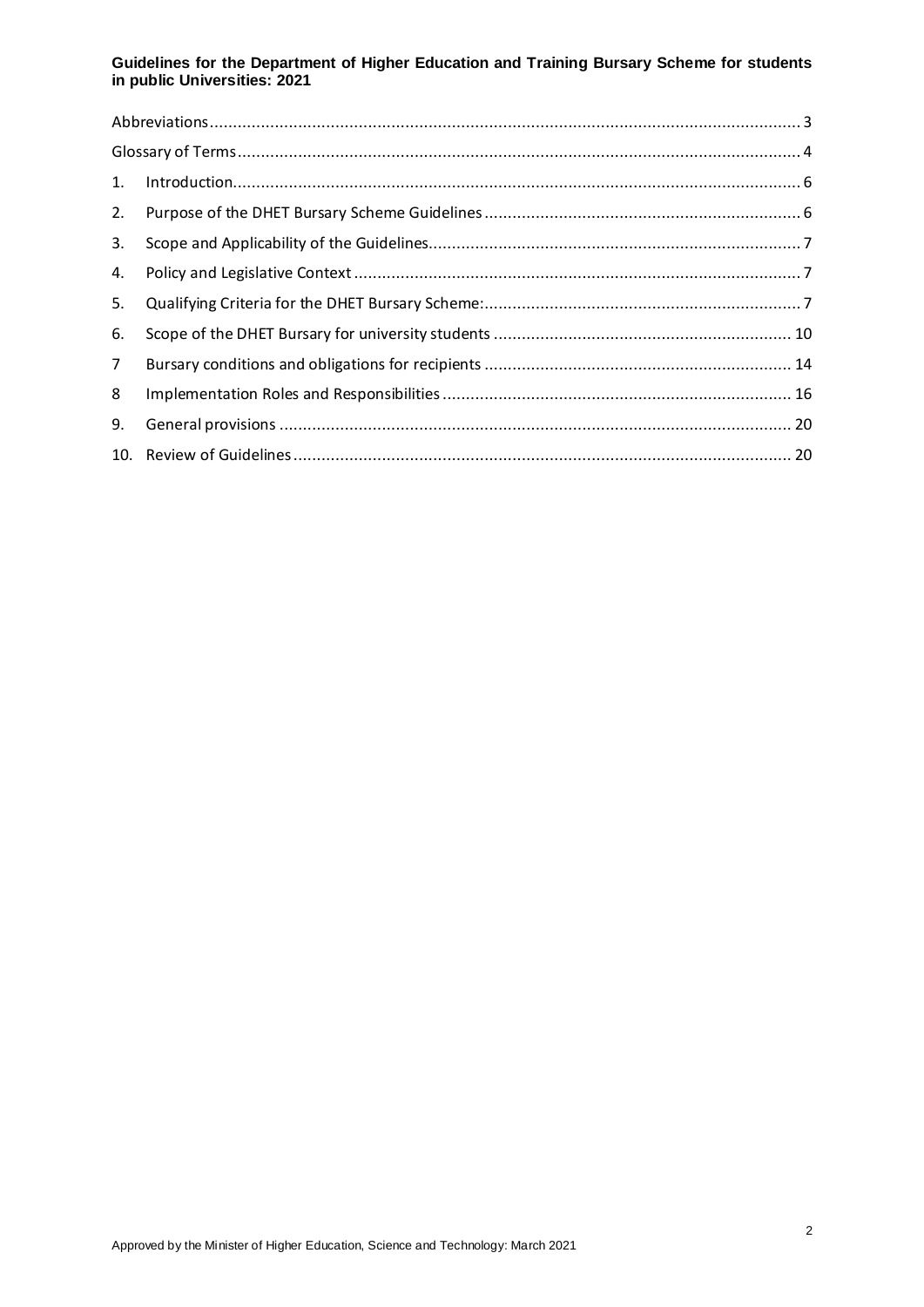| | |
|---|---|
| Abbreviations | 3 |
| Glossary of Terms | 4 |
| 1. Introduction | 6 |
| 2. Purpose of the DHET Bursary Scheme Guidelines | 6 |
| 3. Scope and Applicability of the Guidelines | 7 |
| 4. Policy and Legislative Context | 7 |
| 5. Qualifying Criteria for the DHET Bursary Scheme: | 7 |
| 6. Scope of the DHET Bursary for university students | 10 |
| 7 Bursary conditions and obligations for recipients | 14 |
| 8 Implementation Roles and Responsibilities | 16 |
| 9. General provisions | 20 |
| 10. Review of Guidelines | 20 |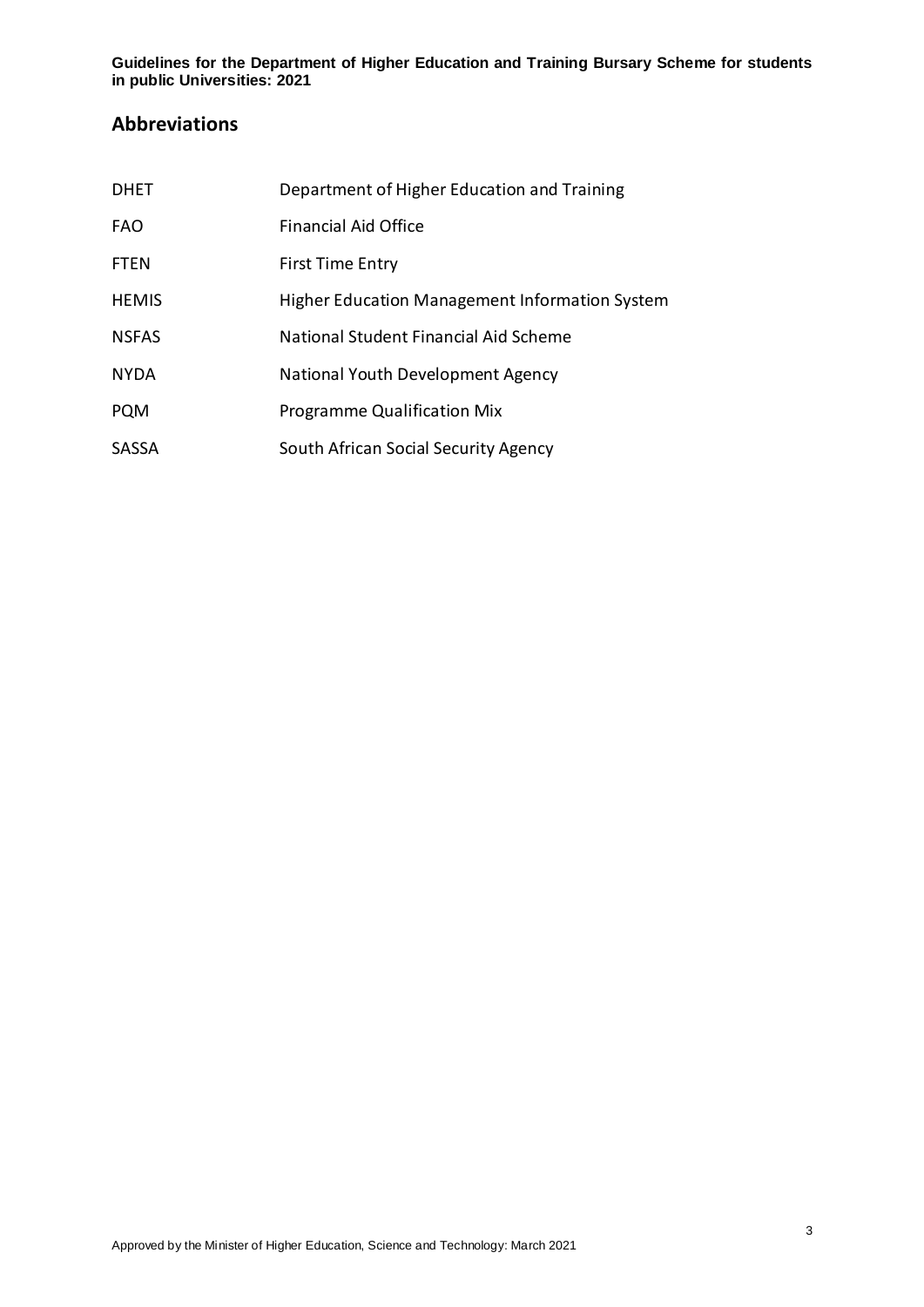## Abbreviations

| | |
|---|---|
| DHET | Department of Higher Education and Training |
| FAO | Financial Aid Office |
| FTEN | First Time Entry |
| HEMIS | Higher Education Management Information System |
| NSFAS | National Student Financial Aid Scheme |
| NYDA | National Youth Development Agency |
| PQM | Programme Qualification Mix |
| SASSA | South African Social Security Agency |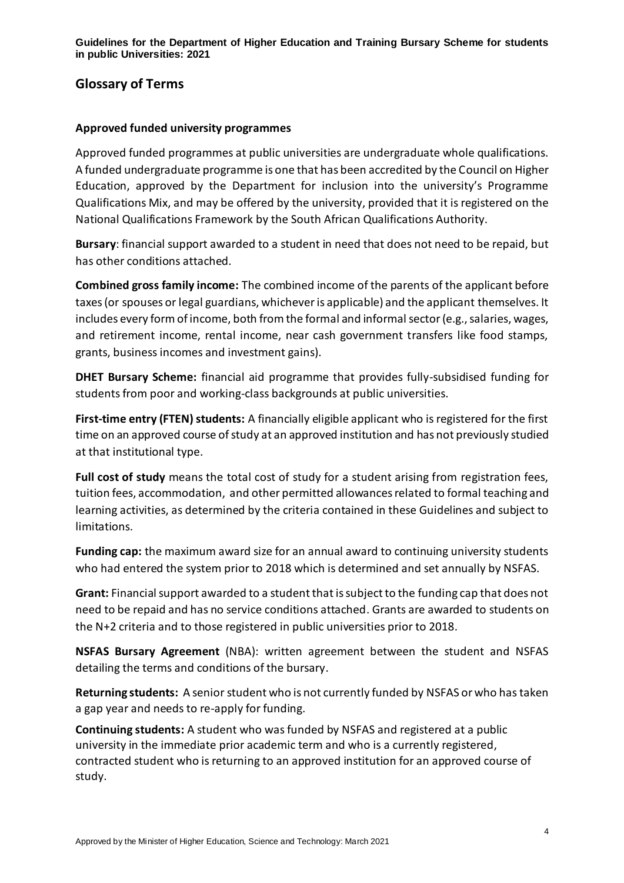## Glossary of Terms

### Approved funded university programmes

Approved funded programmes at public universities are undergraduate whole qualifications. A funded undergraduate programme is one that has been accredited by the Council on Higher Education, approved by the Department for inclusion into the university's Programme Qualifications Mix, and may be offered by the university, provided that it is registered on the National Qualifications Framework by the South African Qualifications Authority.

**Bursary**: financial support awarded to a student in need that does not need to be repaid, but has other conditions attached.

**Combined gross family income:** The combined income of the parents of the applicant before taxes (or spouses or legal guardians, whichever is applicable) and the applicant themselves. It includes every form of income, both from the formal and informal sector (e.g., salaries, wages, and retirement income, rental income, near cash government transfers like food stamps, grants, business incomes and investment gains).

**DHET Bursary Scheme:** financial aid programme that provides fully-subsidised funding for students from poor and working-class backgrounds at public universities.

**First-time entry (FTEN) students:** A financially eligible applicant who is registered for the first time on an approved course of study at an approved institution and has not previously studied at that institutional type.

**Full cost of study** means the total cost of study for a student arising from registration fees, tuition fees, accommodation, and other permitted allowances related to formal teaching and learning activities, as determined by the criteria contained in these Guidelines and subject to limitations.

**Funding cap:** the maximum award size for an annual award to continuing university students who had entered the system prior to 2018 which is determined and set annually by NSFAS.

**Grant:** Financial support awarded to a student that is subject to the funding cap that does not need to be repaid and has no service conditions attached. Grants are awarded to students on the N+2 criteria and to those registered in public universities prior to 2018.

**NSFAS Bursary Agreement** (NBA): written agreement between the student and NSFAS detailing the terms and conditions of the bursary.

**Returning students:** A senior student who is not currently funded by NSFAS or who has taken a gap year and needs to re-apply for funding.

**Continuing students:** A student who was funded by NSFAS and registered at a public university in the immediate prior academic term and who is a currently registered, contracted student who is returning to an approved institution for an approved course of study.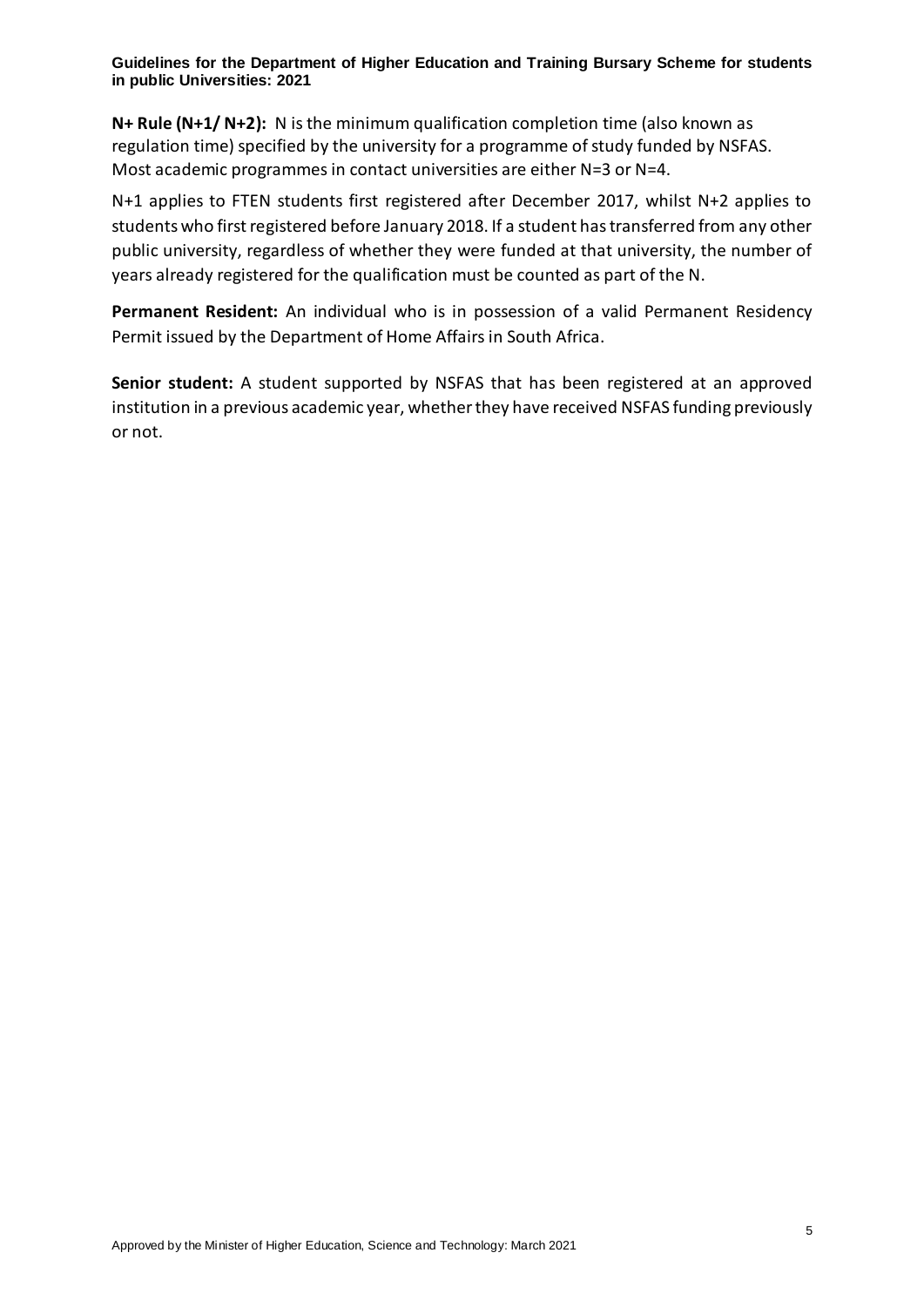**N+ Rule (N+1/ N+2):** N is the minimum qualification completion time (also known as regulation time) specified by the university for a programme of study funded by NSFAS. Most academic programmes in contact universities are either N=3 or N=4.

N+1 applies to FTEN students first registered after December 2017, whilst N+2 applies to students who first registered before January 2018. If a student has transferred from any other public university, regardless of whether they were funded at that university, the number of years already registered for the qualification must be counted as part of the N.

**Permanent Resident:** An individual who is in possession of a valid Permanent Residency Permit issued by the Department of Home Affairs in South Africa.

**Senior student:** A student supported by NSFAS that has been registered at an approved institution in a previous academic year, whether they have received NSFAS funding previously or not.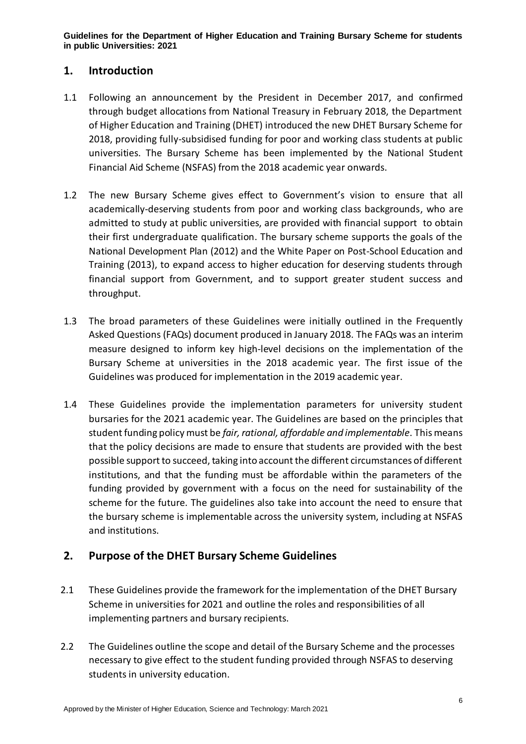## 1. Introduction

1.1 Following an announcement by the President in December 2017, and confirmed through budget allocations from National Treasury in February 2018, the Department of Higher Education and Training (DHET) introduced the new DHET Bursary Scheme for 2018, providing fully-subsidised funding for poor and working class students at public universities. The Bursary Scheme has been implemented by the National Student Financial Aid Scheme (NSFAS) from the 2018 academic year onwards.

1.2 The new Bursary Scheme gives effect to Government's vision to ensure that all academically-deserving students from poor and working class backgrounds, who are admitted to study at public universities, are provided with financial support to obtain their first undergraduate qualification. The bursary scheme supports the goals of the National Development Plan (2012) and the White Paper on Post-School Education and Training (2013), to expand access to higher education for deserving students through financial support from Government, and to support greater student success and throughput.

1.3 The broad parameters of these Guidelines were initially outlined in the Frequently Asked Questions (FAQs) document produced in January 2018. The FAQs was an interim measure designed to inform key high-level decisions on the implementation of the Bursary Scheme at universities in the 2018 academic year. The first issue of the Guidelines was produced for implementation in the 2019 academic year.

1.4 These Guidelines provide the implementation parameters for university student bursaries for the 2021 academic year. The Guidelines are based on the principles that student funding policy must be *fair, rational, affordable and implementable*. This means that the policy decisions are made to ensure that students are provided with the best possible support to succeed, taking into account the different circumstances of different institutions, and that the funding must be affordable within the parameters of the funding provided by government with a focus on the need for sustainability of the scheme for the future. The guidelines also take into account the need to ensure that the bursary scheme is implementable across the university system, including at NSFAS and institutions.

## 2. Purpose of the DHET Bursary Scheme Guidelines

2.1 These Guidelines provide the framework for the implementation of the DHET Bursary Scheme in universities for 2021 and outline the roles and responsibilities of all implementing partners and bursary recipients.

2.2 The Guidelines outline the scope and detail of the Bursary Scheme and the processes necessary to give effect to the student funding provided through NSFAS to deserving students in university education.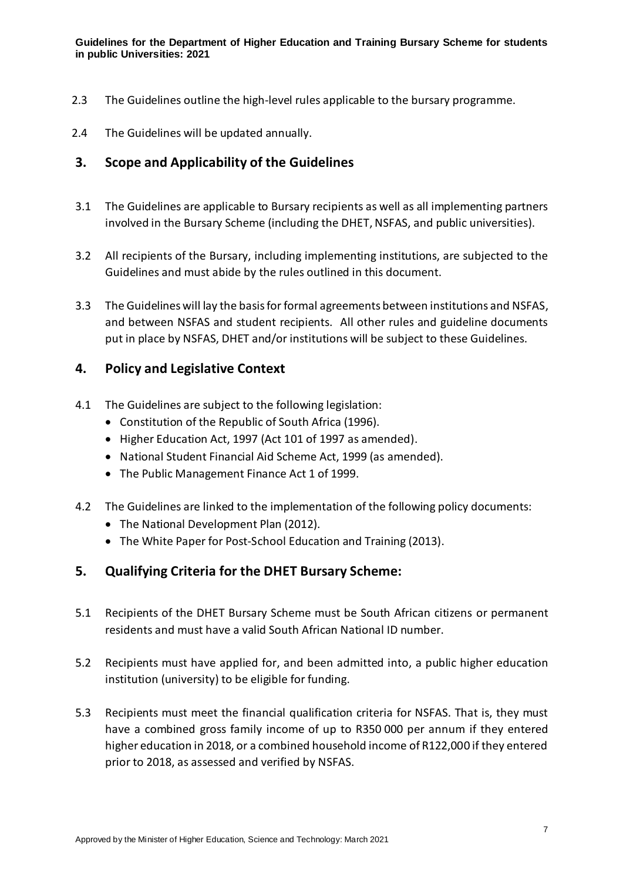2.3 The Guidelines outline the high-level rules applicable to the bursary programme.

2.4 The Guidelines will be updated annually.

## 3. Scope and Applicability of the Guidelines

3.1 The Guidelines are applicable to Bursary recipients as well as all implementing partners involved in the Bursary Scheme (including the DHET, NSFAS, and public universities).

3.2 All recipients of the Bursary, including implementing institutions, are subjected to the Guidelines and must abide by the rules outlined in this document.

3.3 The Guidelines will lay the basis for formal agreements between institutions and NSFAS, and between NSFAS and student recipients. All other rules and guideline documents put in place by NSFAS, DHET and/or institutions will be subject to these Guidelines.

## 4. Policy and Legislative Context

4.1 The Guidelines are subject to the following legislation:

- Constitution of the Republic of South Africa (1996).
- Higher Education Act, 1997 (Act 101 of 1997 as amended).
- National Student Financial Aid Scheme Act, 1999 (as amended).
- The Public Management Finance Act 1 of 1999.

4.2 The Guidelines are linked to the implementation of the following policy documents:

- The National Development Plan (2012).
- The White Paper for Post-School Education and Training (2013).

## 5. Qualifying Criteria for the DHET Bursary Scheme:

5.1 Recipients of the DHET Bursary Scheme must be South African citizens or permanent residents and must have a valid South African National ID number.

5.2 Recipients must have applied for, and been admitted into, a public higher education institution (university) to be eligible for funding.

5.3 Recipients must meet the financial qualification criteria for NSFAS. That is, they must have a combined gross family income of up to R350 000 per annum if they entered higher education in 2018, or a combined household income of R122,000 if they entered prior to 2018, as assessed and verified by NSFAS.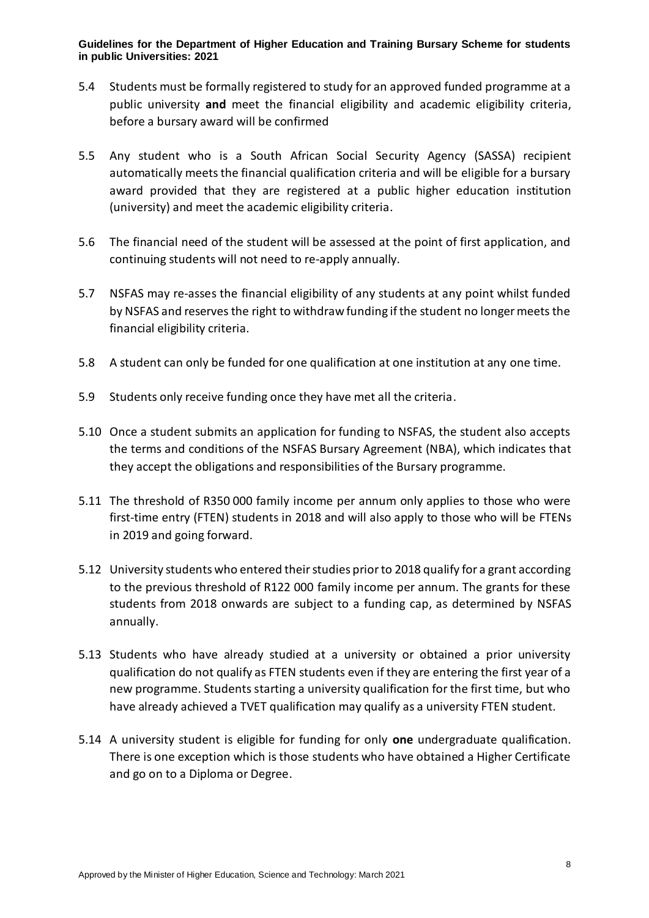5.4 Students must be formally registered to study for an approved funded programme at a public university **and** meet the financial eligibility and academic eligibility criteria, before a bursary award will be confirmed

5.5 Any student who is a South African Social Security Agency (SASSA) recipient automatically meets the financial qualification criteria and will be eligible for a bursary award provided that they are registered at a public higher education institution (university) and meet the academic eligibility criteria.

5.6 The financial need of the student will be assessed at the point of first application, and continuing students will not need to re-apply annually.

5.7 NSFAS may re-asses the financial eligibility of any students at any point whilst funded by NSFAS and reserves the right to withdraw funding if the student no longer meets the financial eligibility criteria.

5.8 A student can only be funded for one qualification at one institution at any one time.

5.9 Students only receive funding once they have met all the criteria.

5.10 Once a student submits an application for funding to NSFAS, the student also accepts the terms and conditions of the NSFAS Bursary Agreement (NBA), which indicates that they accept the obligations and responsibilities of the Bursary programme.

5.11 The threshold of R350 000 family income per annum only applies to those who were first-time entry (FTEN) students in 2018 and will also apply to those who will be FTENs in 2019 and going forward.

5.12 University students who entered their studies prior to 2018 qualify for a grant according to the previous threshold of R122 000 family income per annum. The grants for these students from 2018 onwards are subject to a funding cap, as determined by NSFAS annually.

5.13 Students who have already studied at a university or obtained a prior university qualification do not qualify as FTEN students even if they are entering the first year of a new programme. Students starting a university qualification for the first time, but who have already achieved a TVET qualification may qualify as a university FTEN student.

5.14 A university student is eligible for funding for only **one** undergraduate qualification. There is one exception which is those students who have obtained a Higher Certificate and go on to a Diploma or Degree.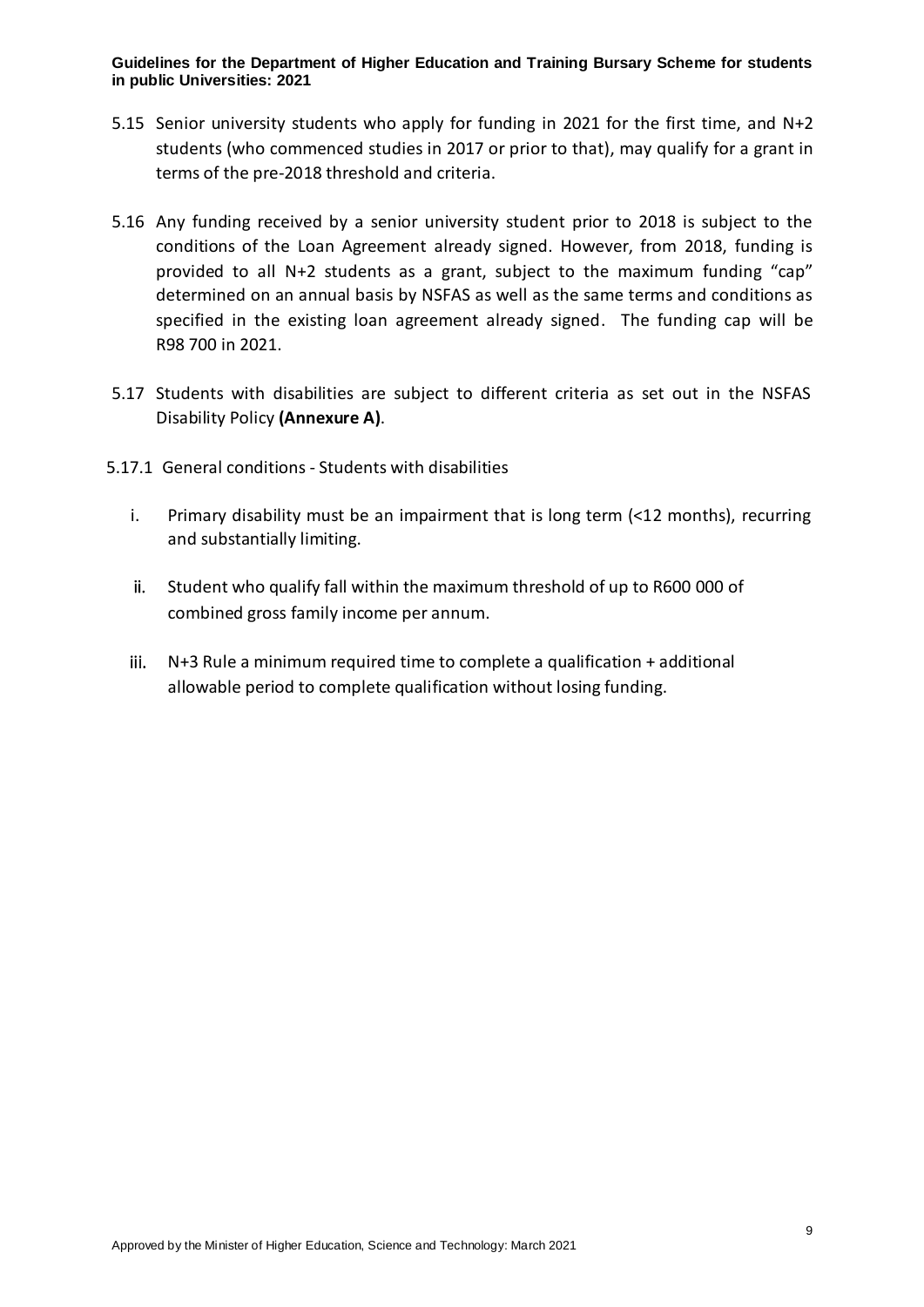5.15 Senior university students who apply for funding in 2021 for the first time, and N+2 students (who commenced studies in 2017 or prior to that), may qualify for a grant in terms of the pre-2018 threshold and criteria.

5.16 Any funding received by a senior university student prior to 2018 is subject to the conditions of the Loan Agreement already signed. However, from 2018, funding is provided to all N+2 students as a grant, subject to the maximum funding "cap" determined on an annual basis by NSFAS as well as the same terms and conditions as specified in the existing loan agreement already signed. The funding cap will be R98 700 in 2021.

5.17 Students with disabilities are subject to different criteria as set out in the NSFAS Disability Policy **(Annexure A)**.

5.17.1 General conditions - Students with disabilities

i. Primary disability must be an impairment that is long term (<12 months), recurring and substantially limiting.

ii. Student who qualify fall within the maximum threshold of up to R600 000 of combined gross family income per annum.

iii. N+3 Rule a minimum required time to complete a qualification + additional allowable period to complete qualification without losing funding.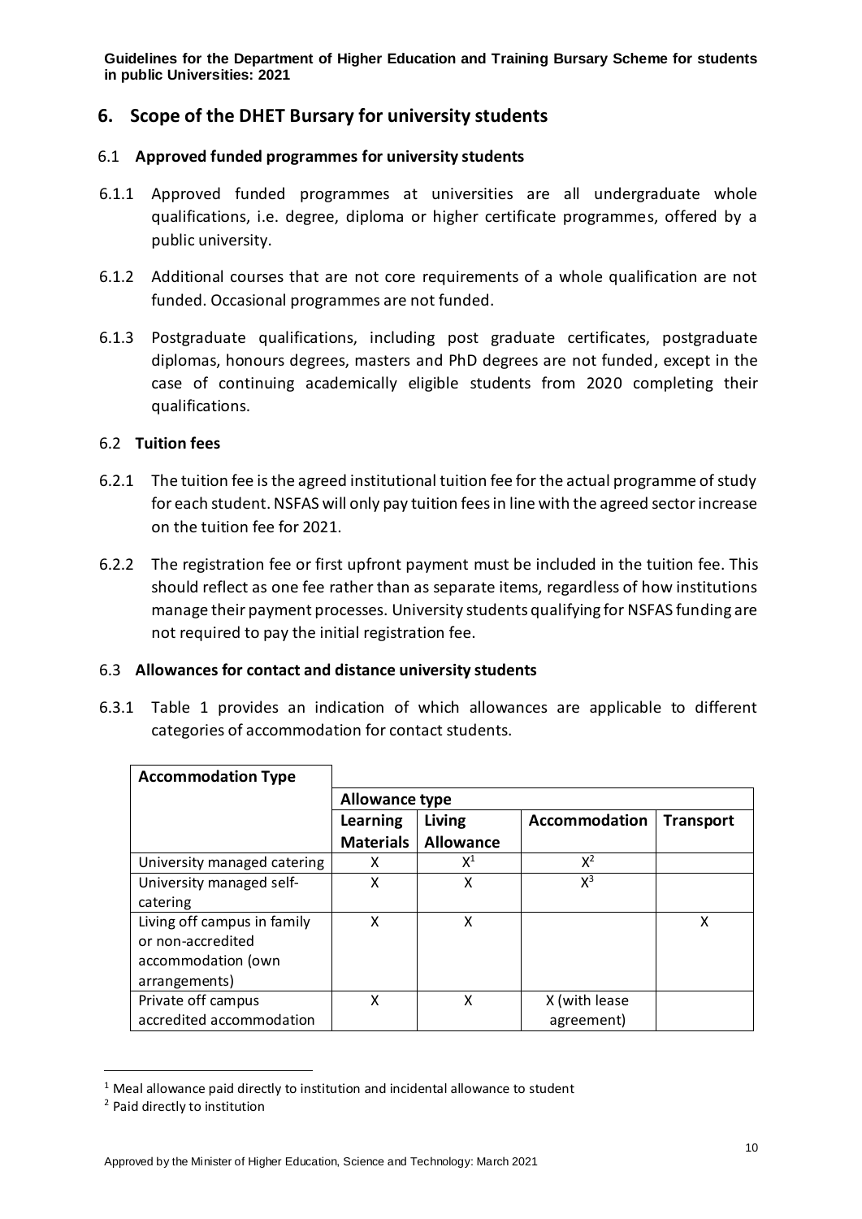## 6. Scope of the DHET Bursary for university students

### 6.1 Approved funded programmes for university students

6.1.1 Approved funded programmes at universities are all undergraduate whole qualifications, i.e. degree, diploma or higher certificate programmes, offered by a public university.

6.1.2 Additional courses that are not core requirements of a whole qualification are not funded. Occasional programmes are not funded.

6.1.3 Postgraduate qualifications, including post graduate certificates, postgraduate diplomas, honours degrees, masters and PhD degrees are not funded, except in the case of continuing academically eligible students from 2020 completing their qualifications.

### 6.2 Tuition fees

6.2.1 The tuition fee is the agreed institutional tuition fee for the actual programme of study for each student. NSFAS will only pay tuition fees in line with the agreed sector increase on the tuition fee for 2021.

6.2.2 The registration fee or first upfront payment must be included in the tuition fee. This should reflect as one fee rather than as separate items, regardless of how institutions manage their payment processes. University students qualifying for NSFAS funding are not required to pay the initial registration fee.

### 6.3 Allowances for contact and distance university students

6.3.1 Table 1 provides an indication of which allowances are applicable to different categories of accommodation for contact students.

| Accommodation Type | Allowance type | | | |
|---|---|---|---|---|
| | Learning Materials | Living Allowance | Accommodation | Transport |
| University managed catering | X | X[1] | X[2] | |
| University managed self-catering | X | X | X[3] | |
| Living off campus in family or non-accredited accommodation (own arrangements) | X | X | | X |
| Private off campus accredited accommodation | X | X | X (with lease agreement) | |

[1] Meal allowance paid directly to institution and incidental allowance to student

[2] Paid directly to institution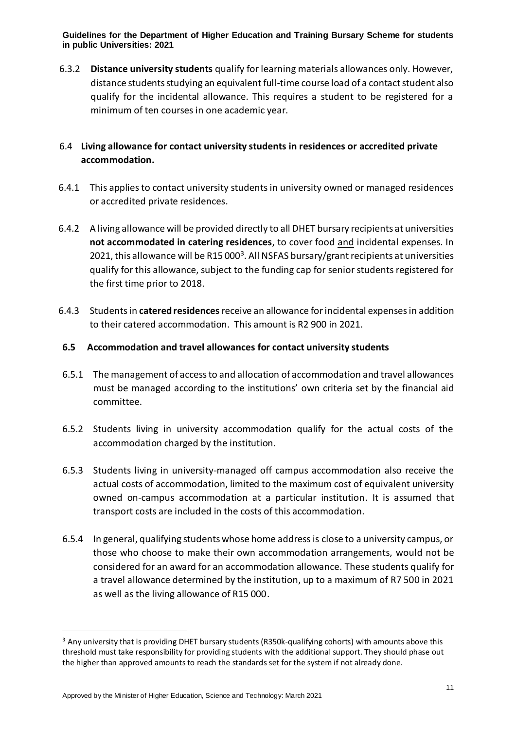6.3.2 **Distance university students** qualify for learning materials allowances only. However, distance students studying an equivalent full-time course load of a contact student also qualify for the incidental allowance. This requires a student to be registered for a minimum of ten courses in one academic year.

### 6.4 Living allowance for contact university students in residences or accredited private accommodation.

6.4.1 This applies to contact university students in university owned or managed residences or accredited private residences.

6.4.2 A living allowance will be provided directly to all DHET bursary recipients at universities **not accommodated in catering residences**, to cover food and incidental expenses. In 2021, this allowance will be R15 000[3]. All NSFAS bursary/grant recipients at universities qualify for this allowance, subject to the funding cap for senior students registered for the first time prior to 2018.

6.4.3 Students in **catered residences** receive an allowance for incidental expenses in addition to their catered accommodation. This amount is R2 900 in 2021.

### 6.5 Accommodation and travel allowances for contact university students

6.5.1 The management of access to and allocation of accommodation and travel allowances must be managed according to the institutions' own criteria set by the financial aid committee.

6.5.2 Students living in university accommodation qualify for the actual costs of the accommodation charged by the institution.

6.5.3 Students living in university-managed off campus accommodation also receive the actual costs of accommodation, limited to the maximum cost of equivalent university owned on-campus accommodation at a particular institution. It is assumed that transport costs are included in the costs of this accommodation.

6.5.4 In general, qualifying students whose home address is close to a university campus, or those who choose to make their own accommodation arrangements, would not be considered for an award for an accommodation allowance. These students qualify for a travel allowance determined by the institution, up to a maximum of R7 500 in 2021 as well as the living allowance of R15 000.

---

[3] Any university that is providing DHET bursary students (R350k-qualifying cohorts) with amounts above this threshold must take responsibility for providing students with the additional support. They should phase out the higher than approved amounts to reach the standards set for the system if not already done.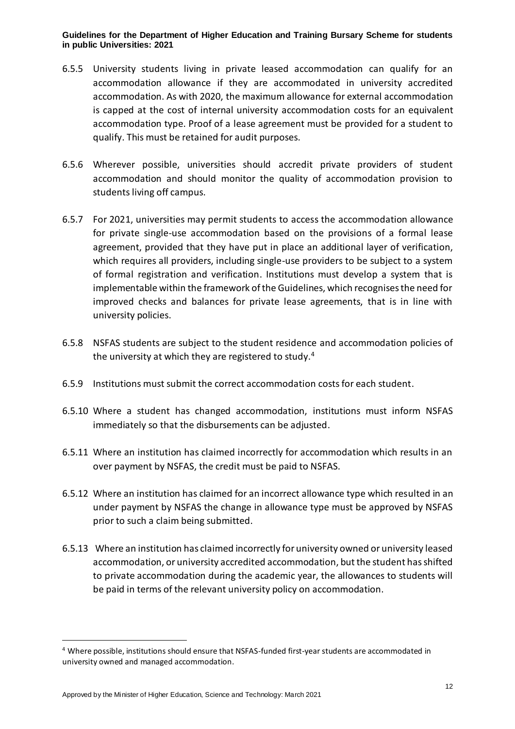6.5.5 University students living in private leased accommodation can qualify for an accommodation allowance if they are accommodated in university accredited accommodation. As with 2020, the maximum allowance for external accommodation is capped at the cost of internal university accommodation costs for an equivalent accommodation type. Proof of a lease agreement must be provided for a student to qualify. This must be retained for audit purposes.

6.5.6 Wherever possible, universities should accredit private providers of student accommodation and should monitor the quality of accommodation provision to students living off campus.

6.5.7 For 2021, universities may permit students to access the accommodation allowance for private single-use accommodation based on the provisions of a formal lease agreement, provided that they have put in place an additional layer of verification, which requires all providers, including single-use providers to be subject to a system of formal registration and verification. Institutions must develop a system that is implementable within the framework of the Guidelines, which recognises the need for improved checks and balances for private lease agreements, that is in line with university policies.

6.5.8 NSFAS students are subject to the student residence and accommodation policies of the university at which they are registered to study.[4]

6.5.9 Institutions must submit the correct accommodation costs for each student.

6.5.10 Where a student has changed accommodation, institutions must inform NSFAS immediately so that the disbursements can be adjusted.

6.5.11 Where an institution has claimed incorrectly for accommodation which results in an over payment by NSFAS, the credit must be paid to NSFAS.

6.5.12 Where an institution has claimed for an incorrect allowance type which resulted in an under payment by NSFAS the change in allowance type must be approved by NSFAS prior to such a claim being submitted.

6.5.13 Where an institution has claimed incorrectly for university owned or university leased accommodation, or university accredited accommodation, but the student has shifted to private accommodation during the academic year, the allowances to students will be paid in terms of the relevant university policy on accommodation.

---

[4] Where possible, institutions should ensure that NSFAS-funded first-year students are accommodated in university owned and managed accommodation.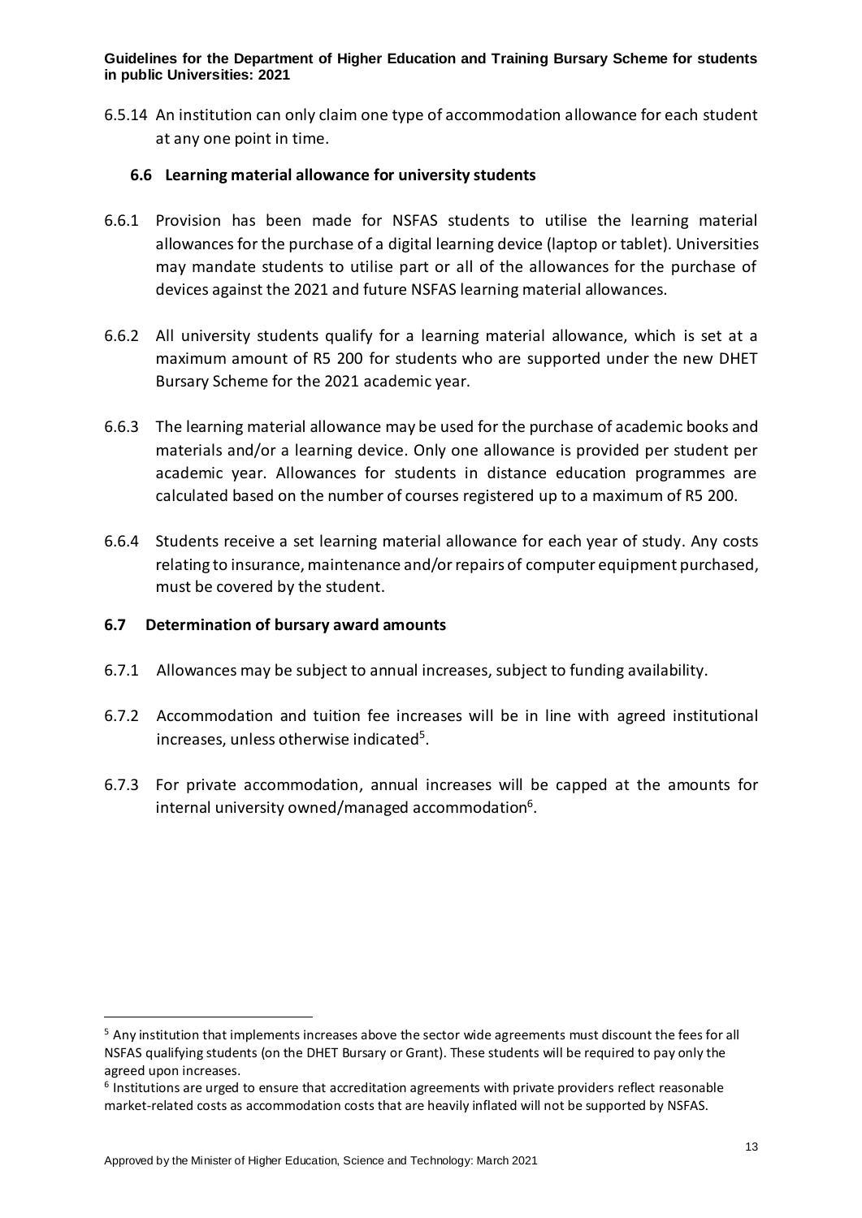6.5.14 An institution can only claim one type of accommodation allowance for each student at any one point in time.

### 6.6 Learning material allowance for university students

6.6.1 Provision has been made for NSFAS students to utilise the learning material allowances for the purchase of a digital learning device (laptop or tablet). Universities may mandate students to utilise part or all of the allowances for the purchase of devices against the 2021 and future NSFAS learning material allowances.

6.6.2 All university students qualify for a learning material allowance, which is set at a maximum amount of R5 200 for students who are supported under the new DHET Bursary Scheme for the 2021 academic year.

6.6.3 The learning material allowance may be used for the purchase of academic books and materials and/or a learning device. Only one allowance is provided per student per academic year. Allowances for students in distance education programmes are calculated based on the number of courses registered up to a maximum of R5 200.

6.6.4 Students receive a set learning material allowance for each year of study. Any costs relating to insurance, maintenance and/or repairs of computer equipment purchased, must be covered by the student.

### 6.7 Determination of bursary award amounts

6.7.1 Allowances may be subject to annual increases, subject to funding availability.

6.7.2 Accommodation and tuition fee increases will be in line with agreed institutional increases, unless otherwise indicated[5].

6.7.3 For private accommodation, annual increases will be capped at the amounts for internal university owned/managed accommodation[6].

---

[5] Any institution that implements increases above the sector wide agreements must discount the fees for all NSFAS qualifying students (on the DHET Bursary or Grant). These students will be required to pay only the agreed upon increases.

[6] Institutions are urged to ensure that accreditation agreements with private providers reflect reasonable market-related costs as accommodation costs that are heavily inflated will not be supported by NSFAS.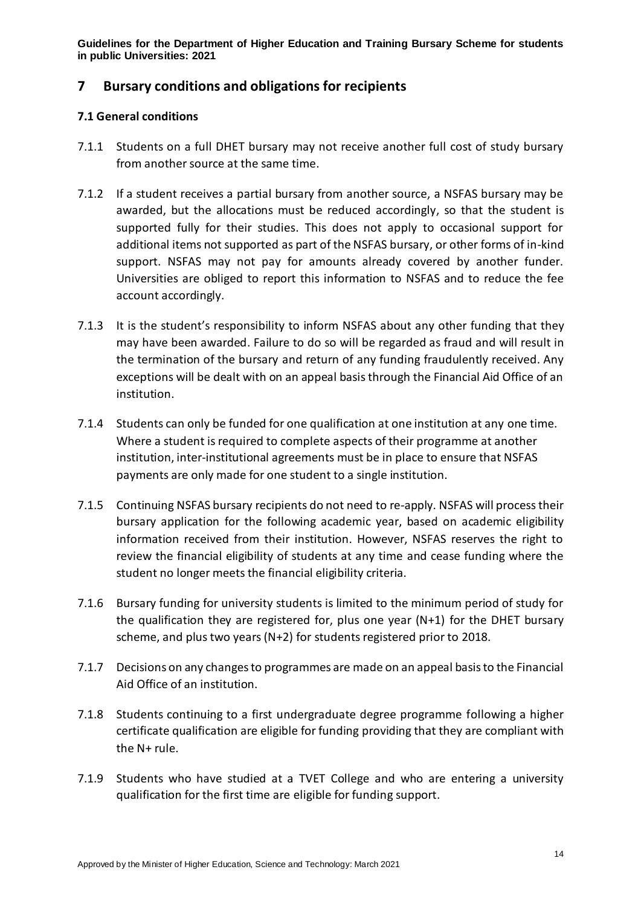## 7 Bursary conditions and obligations for recipients

### 7.1 General conditions

7.1.1 Students on a full DHET bursary may not receive another full cost of study bursary from another source at the same time.

7.1.2 If a student receives a partial bursary from another source, a NSFAS bursary may be awarded, but the allocations must be reduced accordingly, so that the student is supported fully for their studies. This does not apply to occasional support for additional items not supported as part of the NSFAS bursary, or other forms of in-kind support. NSFAS may not pay for amounts already covered by another funder. Universities are obliged to report this information to NSFAS and to reduce the fee account accordingly.

7.1.3 It is the student's responsibility to inform NSFAS about any other funding that they may have been awarded. Failure to do so will be regarded as fraud and will result in the termination of the bursary and return of any funding fraudulently received. Any exceptions will be dealt with on an appeal basis through the Financial Aid Office of an institution.

7.1.4 Students can only be funded for one qualification at one institution at any one time. Where a student is required to complete aspects of their programme at another institution, inter-institutional agreements must be in place to ensure that NSFAS payments are only made for one student to a single institution.

7.1.5 Continuing NSFAS bursary recipients do not need to re-apply. NSFAS will process their bursary application for the following academic year, based on academic eligibility information received from their institution. However, NSFAS reserves the right to review the financial eligibility of students at any time and cease funding where the student no longer meets the financial eligibility criteria.

7.1.6 Bursary funding for university students is limited to the minimum period of study for the qualification they are registered for, plus one year (N+1) for the DHET bursary scheme, and plus two years (N+2) for students registered prior to 2018.

7.1.7 Decisions on any changes to programmes are made on an appeal basis to the Financial Aid Office of an institution.

7.1.8 Students continuing to a first undergraduate degree programme following a higher certificate qualification are eligible for funding providing that they are compliant with the N+ rule.

7.1.9 Students who have studied at a TVET College and who are entering a university qualification for the first time are eligible for funding support.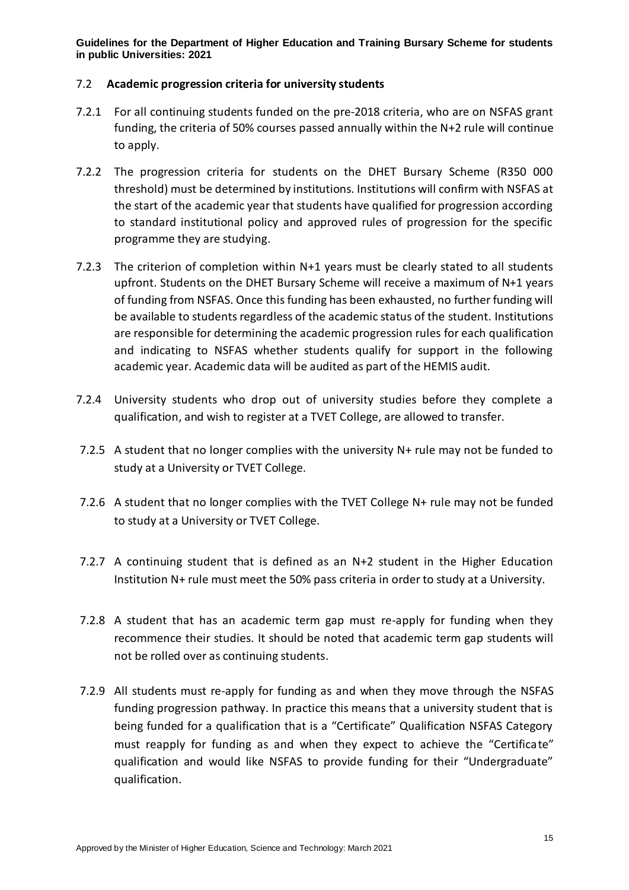### 7.2 **Academic progression criteria for university students**

7.2.1 For all continuing students funded on the pre-2018 criteria, who are on NSFAS grant funding, the criteria of 50% courses passed annually within the N+2 rule will continue to apply.

7.2.2 The progression criteria for students on the DHET Bursary Scheme (R350 000 threshold) must be determined by institutions. Institutions will confirm with NSFAS at the start of the academic year that students have qualified for progression according to standard institutional policy and approved rules of progression for the specific programme they are studying.

7.2.3 The criterion of completion within N+1 years must be clearly stated to all students upfront. Students on the DHET Bursary Scheme will receive a maximum of N+1 years of funding from NSFAS. Once this funding has been exhausted, no further funding will be available to students regardless of the academic status of the student. Institutions are responsible for determining the academic progression rules for each qualification and indicating to NSFAS whether students qualify for support in the following academic year. Academic data will be audited as part of the HEMIS audit.

7.2.4 University students who drop out of university studies before they complete a qualification, and wish to register at a TVET College, are allowed to transfer.

7.2.5 A student that no longer complies with the university N+ rule may not be funded to study at a University or TVET College.

7.2.6 A student that no longer complies with the TVET College N+ rule may not be funded to study at a University or TVET College.

7.2.7 A continuing student that is defined as an N+2 student in the Higher Education Institution N+ rule must meet the 50% pass criteria in order to study at a University.

7.2.8 A student that has an academic term gap must re-apply for funding when they recommence their studies. It should be noted that academic term gap students will not be rolled over as continuing students.

7.2.9 All students must re-apply for funding as and when they move through the NSFAS funding progression pathway. In practice this means that a university student that is being funded for a qualification that is a "Certificate" Qualification NSFAS Category must reapply for funding as and when they expect to achieve the "Certificate" qualification and would like NSFAS to provide funding for their "Undergraduate" qualification.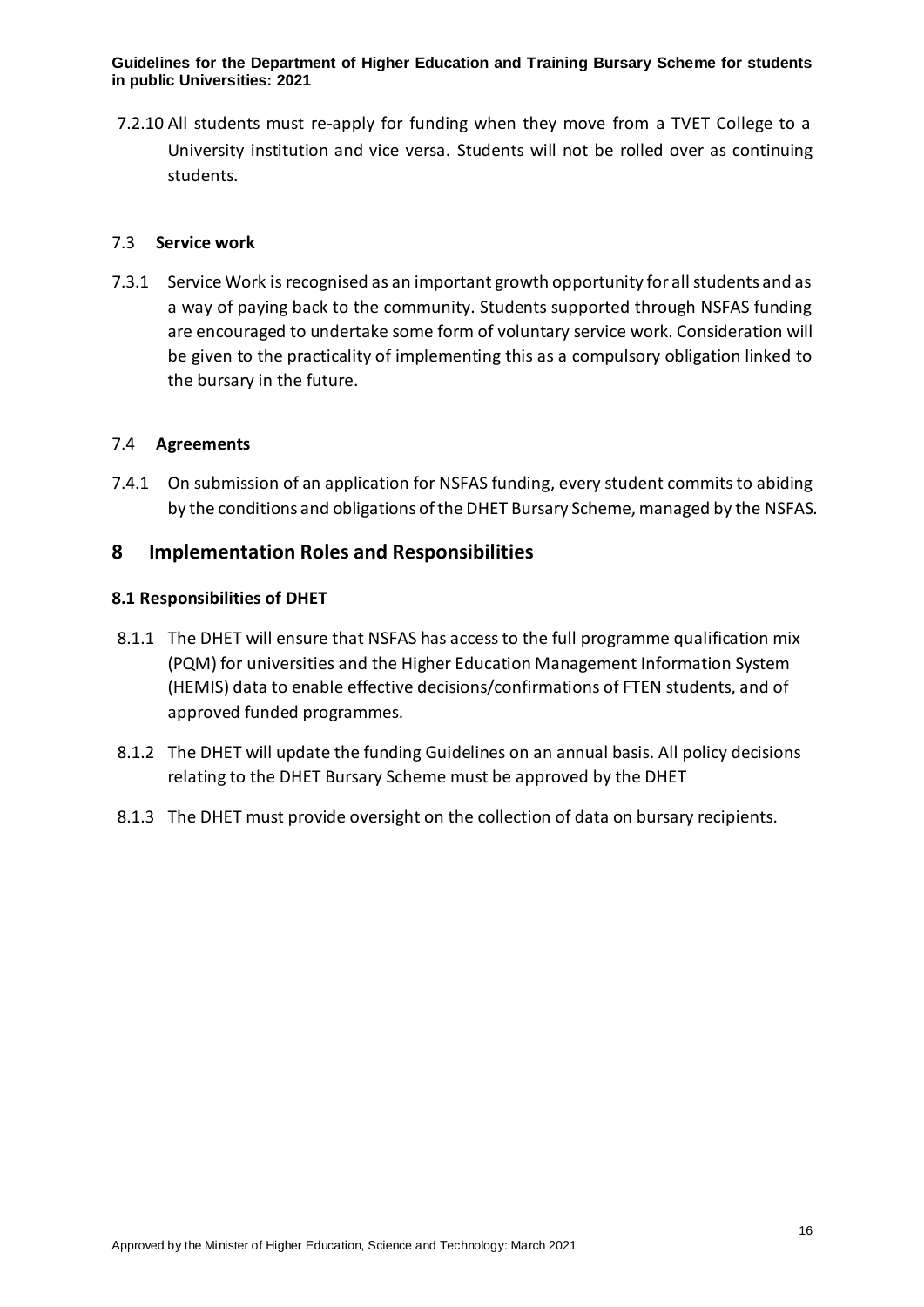7.2.10 All students must re-apply for funding when they move from a TVET College to a University institution and vice versa. Students will not be rolled over as continuing students.

### 7.3 Service work

7.3.1 Service Work is recognised as an important growth opportunity for all students and as a way of paying back to the community. Students supported through NSFAS funding are encouraged to undertake some form of voluntary service work. Consideration will be given to the practicality of implementing this as a compulsory obligation linked to the bursary in the future.

### 7.4 Agreements

7.4.1 On submission of an application for NSFAS funding, every student commits to abiding by the conditions and obligations of the DHET Bursary Scheme, managed by the NSFAS.

## 8 Implementation Roles and Responsibilities

### 8.1 Responsibilities of DHET

8.1.1 The DHET will ensure that NSFAS has access to the full programme qualification mix (PQM) for universities and the Higher Education Management Information System (HEMIS) data to enable effective decisions/confirmations of FTEN students, and of approved funded programmes.

8.1.2 The DHET will update the funding Guidelines on an annual basis. All policy decisions relating to the DHET Bursary Scheme must be approved by the DHET

8.1.3 The DHET must provide oversight on the collection of data on bursary recipients.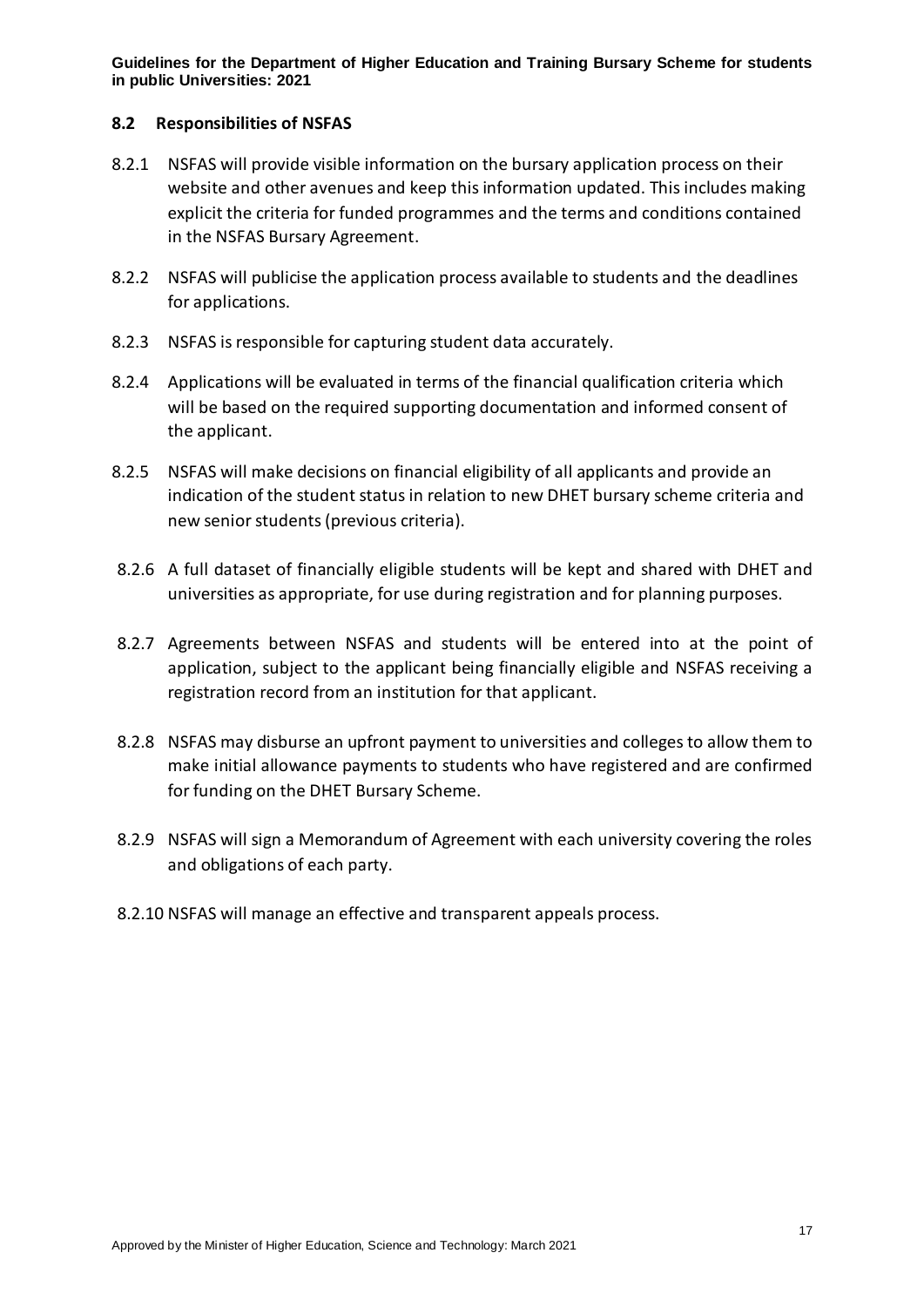## 8.2 Responsibilities of NSFAS

8.2.1 NSFAS will provide visible information on the bursary application process on their website and other avenues and keep this information updated. This includes making explicit the criteria for funded programmes and the terms and conditions contained in the NSFAS Bursary Agreement.

8.2.2 NSFAS will publicise the application process available to students and the deadlines for applications.

8.2.3 NSFAS is responsible for capturing student data accurately.

8.2.4 Applications will be evaluated in terms of the financial qualification criteria which will be based on the required supporting documentation and informed consent of the applicant.

8.2.5 NSFAS will make decisions on financial eligibility of all applicants and provide an indication of the student status in relation to new DHET bursary scheme criteria and new senior students (previous criteria).

8.2.6 A full dataset of financially eligible students will be kept and shared with DHET and universities as appropriate, for use during registration and for planning purposes.

8.2.7 Agreements between NSFAS and students will be entered into at the point of application, subject to the applicant being financially eligible and NSFAS receiving a registration record from an institution for that applicant.

8.2.8 NSFAS may disburse an upfront payment to universities and colleges to allow them to make initial allowance payments to students who have registered and are confirmed for funding on the DHET Bursary Scheme.

8.2.9 NSFAS will sign a Memorandum of Agreement with each university covering the roles and obligations of each party.

8.2.10 NSFAS will manage an effective and transparent appeals process.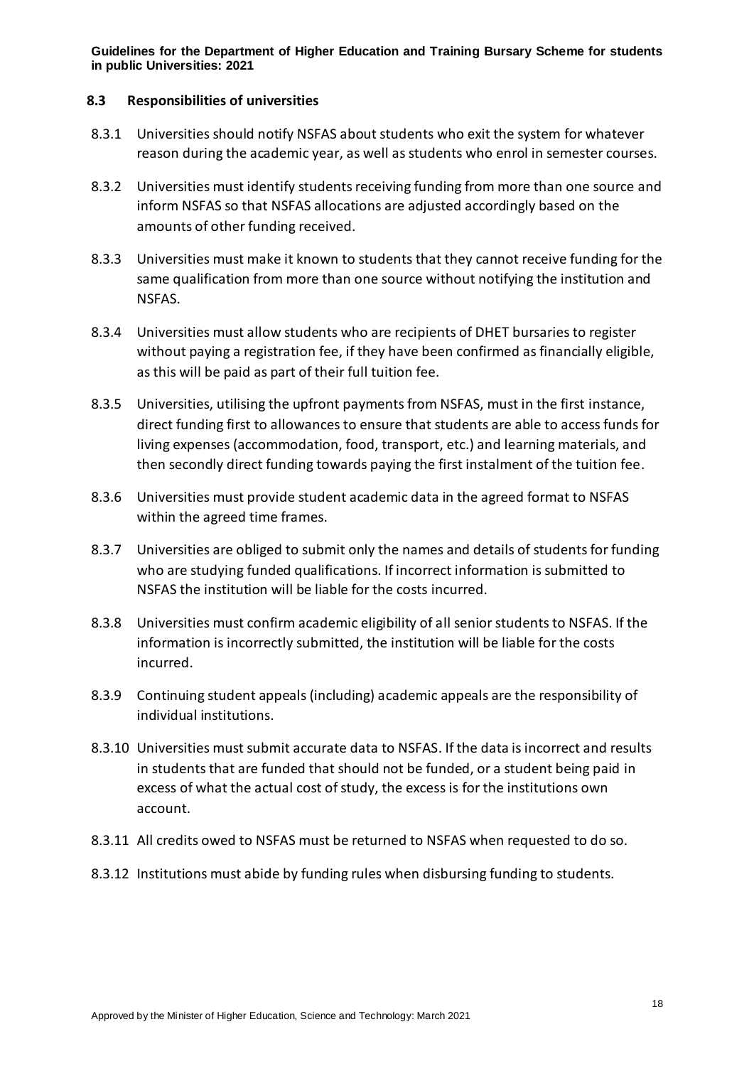### 8.3 Responsibilities of universities

8.3.1 Universities should notify NSFAS about students who exit the system for whatever reason during the academic year, as well as students who enrol in semester courses.

8.3.2 Universities must identify students receiving funding from more than one source and inform NSFAS so that NSFAS allocations are adjusted accordingly based on the amounts of other funding received.

8.3.3 Universities must make it known to students that they cannot receive funding for the same qualification from more than one source without notifying the institution and NSFAS.

8.3.4 Universities must allow students who are recipients of DHET bursaries to register without paying a registration fee, if they have been confirmed as financially eligible, as this will be paid as part of their full tuition fee.

8.3.5 Universities, utilising the upfront payments from NSFAS, must in the first instance, direct funding first to allowances to ensure that students are able to access funds for living expenses (accommodation, food, transport, etc.) and learning materials, and then secondly direct funding towards paying the first instalment of the tuition fee.

8.3.6 Universities must provide student academic data in the agreed format to NSFAS within the agreed time frames.

8.3.7 Universities are obliged to submit only the names and details of students for funding who are studying funded qualifications. If incorrect information is submitted to NSFAS the institution will be liable for the costs incurred.

8.3.8 Universities must confirm academic eligibility of all senior students to NSFAS. If the information is incorrectly submitted, the institution will be liable for the costs incurred.

8.3.9 Continuing student appeals (including) academic appeals are the responsibility of individual institutions.

8.3.10 Universities must submit accurate data to NSFAS. If the data is incorrect and results in students that are funded that should not be funded, or a student being paid in excess of what the actual cost of study, the excess is for the institutions own account.

8.3.11 All credits owed to NSFAS must be returned to NSFAS when requested to do so.

8.3.12 Institutions must abide by funding rules when disbursing funding to students.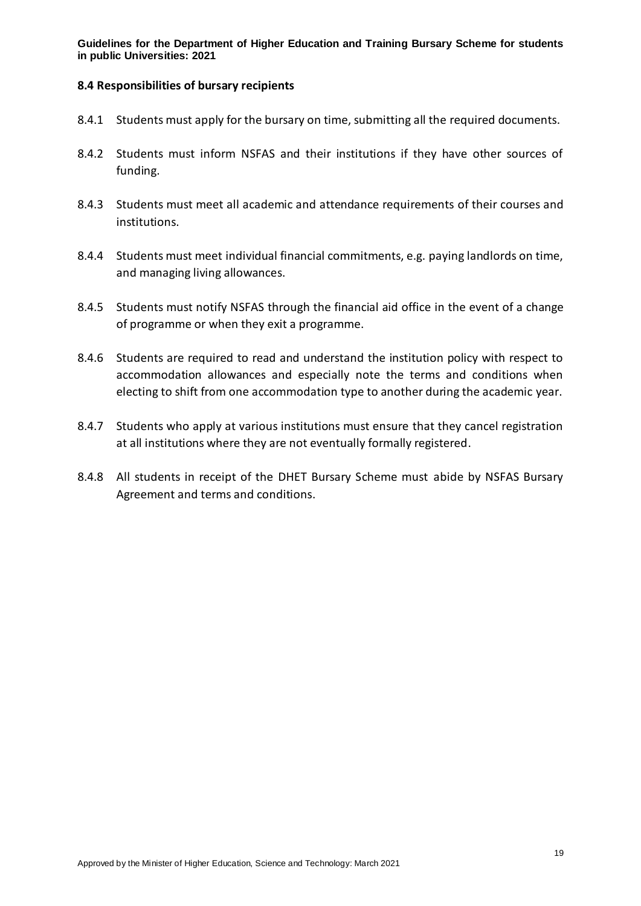## 8.4 Responsibilities of bursary recipients

8.4.1 Students must apply for the bursary on time, submitting all the required documents.

8.4.2 Students must inform NSFAS and their institutions if they have other sources of funding.

8.4.3 Students must meet all academic and attendance requirements of their courses and institutions.

8.4.4 Students must meet individual financial commitments, e.g. paying landlords on time, and managing living allowances.

8.4.5 Students must notify NSFAS through the financial aid office in the event of a change of programme or when they exit a programme.

8.4.6 Students are required to read and understand the institution policy with respect to accommodation allowances and especially note the terms and conditions when electing to shift from one accommodation type to another during the academic year.

8.4.7 Students who apply at various institutions must ensure that they cancel registration at all institutions where they are not eventually formally registered.

8.4.8 All students in receipt of the DHET Bursary Scheme must abide by NSFAS Bursary Agreement and terms and conditions.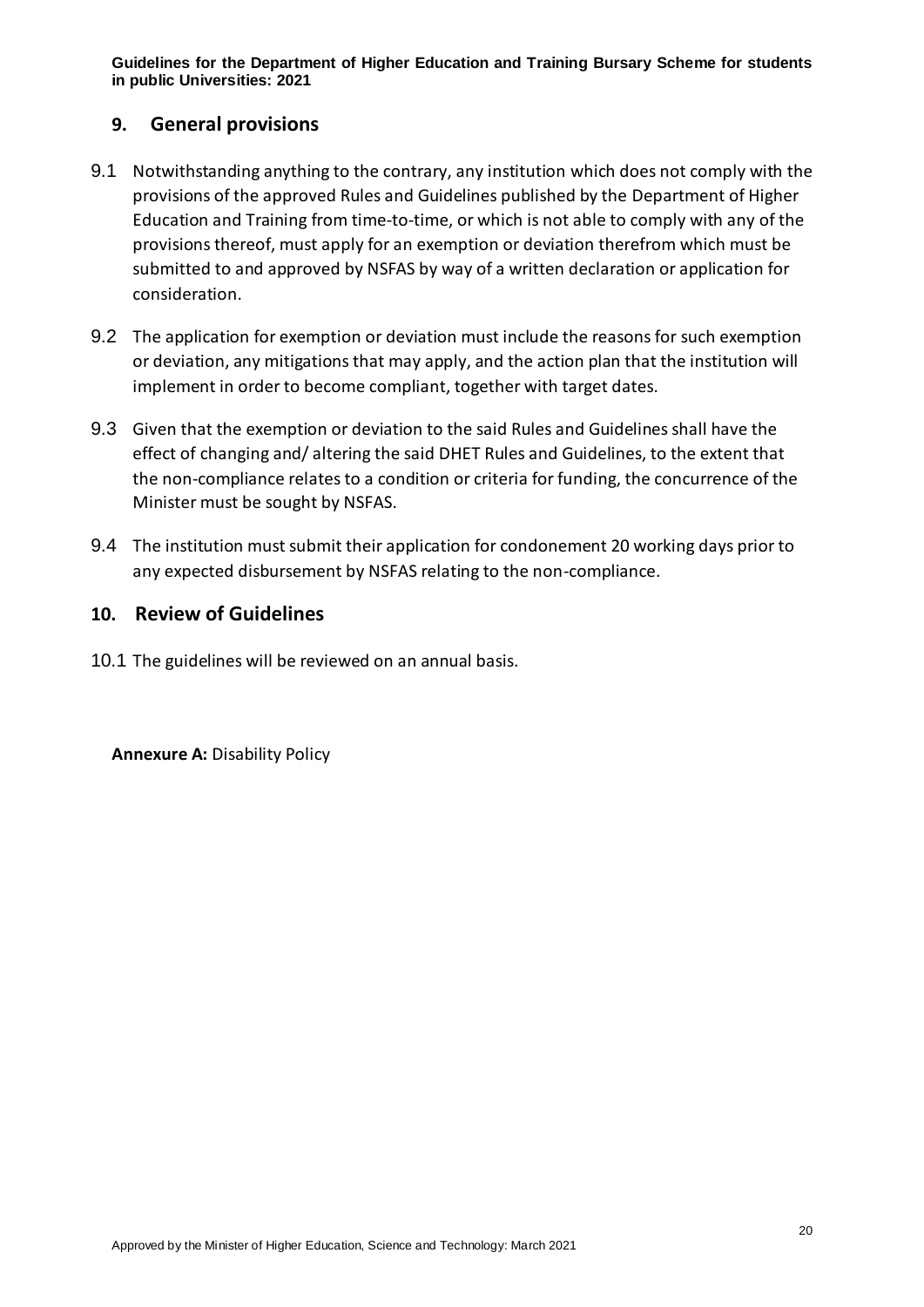## 9. General provisions

9.1 Notwithstanding anything to the contrary, any institution which does not comply with the provisions of the approved Rules and Guidelines published by the Department of Higher Education and Training from time-to-time, or which is not able to comply with any of the provisions thereof, must apply for an exemption or deviation therefrom which must be submitted to and approved by NSFAS by way of a written declaration or application for consideration.

9.2 The application for exemption or deviation must include the reasons for such exemption or deviation, any mitigations that may apply, and the action plan that the institution will implement in order to become compliant, together with target dates.

9.3 Given that the exemption or deviation to the said Rules and Guidelines shall have the effect of changing and/ altering the said DHET Rules and Guidelines, to the extent that the non-compliance relates to a condition or criteria for funding, the concurrence of the Minister must be sought by NSFAS.

9.4 The institution must submit their application for condonement 20 working days prior to any expected disbursement by NSFAS relating to the non-compliance.

## 10. Review of Guidelines

10.1 The guidelines will be reviewed on an annual basis.

**Annexure A:** Disability Policy